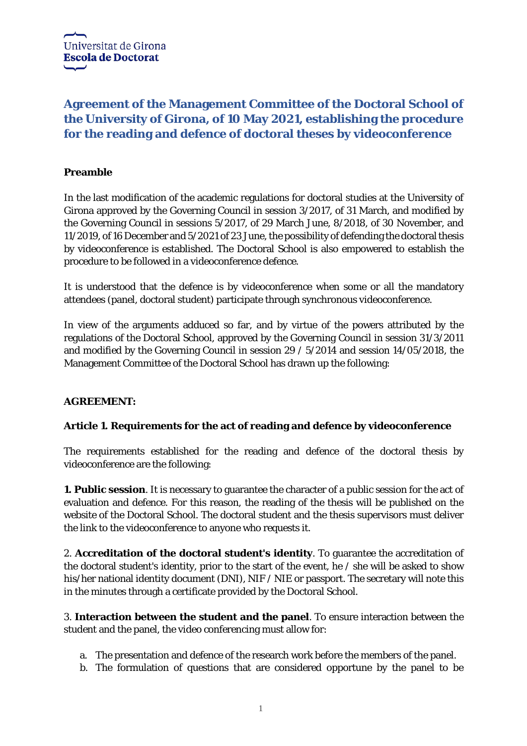Universitat de Girona
**Escola de Doctorat**

# Agreement of the Management Committee of the Doctoral School of the University of Girona, of 10 May 2021, establishing the procedure for the reading and defence of doctoral theses by videoconference

**Preamble**

In the last modification of the academic regulations for doctoral studies at the University of Girona approved by the Governing Council in session 3/2017, of 31 March, and modified by the Governing Council in sessions 5/2017, of 29 March June, 8/2018, of 30 November, and 11/2019, of 16 December and 5/2021 of 23 June, the possibility of defending the doctoral thesis by videoconference is established. The Doctoral School is also empowered to establish the procedure to be followed in a videoconference defence.

It is understood that the defence is by videoconference when some or all the mandatory attendees (panel, doctoral student) participate through synchronous videoconference.

In view of the arguments adduced so far, and by virtue of the powers attributed by the regulations of the Doctoral School, approved by the Governing Council in session 31/3/2011 and modified by the Governing Council in session 29 / 5/2014 and session 14/05/2018, the Management Committee of the Doctoral School has drawn up the following:

**AGREEMENT:**

**Article 1. Requirements for the act of reading and defence by videoconference**

The requirements established for the reading and defence of the doctoral thesis by videoconference are the following:

**1. Public session**. It is necessary to guarantee the character of a public session for the act of evaluation and defence. For this reason, the reading of the thesis will be published on the website of the Doctoral School. The doctoral student and the thesis supervisors must deliver the link to the videoconference to anyone who requests it.

2. **Accreditation of the doctoral student's identity**. To guarantee the accreditation of the doctoral student's identity, prior to the start of the event, he / she will be asked to show his/her national identity document (DNI), NIF / NIE or passport. The secretary will note this in the minutes through a certificate provided by the Doctoral School.

3. **Interaction between the student and the panel**. To ensure interaction between the student and the panel, the video conferencing must allow for:

a. The presentation and defence of the research work before the members of the panel.
b. The formulation of questions that are considered opportune by the panel to be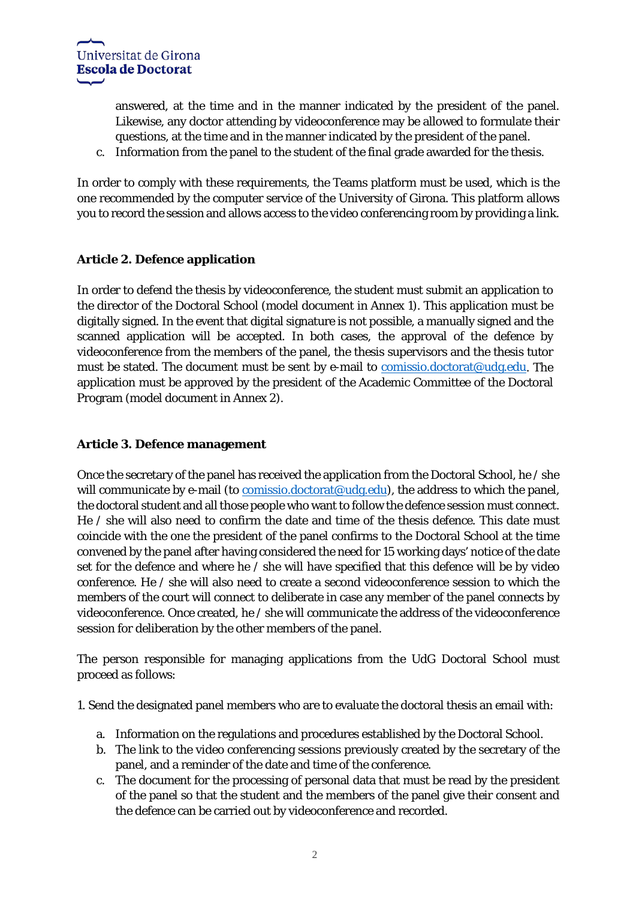answered, at the time and in the manner indicated by the president of the panel. Likewise, any doctor attending by videoconference may be allowed to formulate their questions, at the time and in the manner indicated by the president of the panel.

c. Information from the panel to the student of the final grade awarded for the thesis.

In order to comply with these requirements, the Teams platform must be used, which is the one recommended by the computer service of the University of Girona. This platform allows you to record the session and allows access to the video conferencing room by providing a link.

### Article 2. Defence application

In order to defend the thesis by videoconference, the student must submit an application to the director of the Doctoral School (model document in Annex 1). This application must be digitally signed. In the event that digital signature is not possible, a manually signed and the scanned application will be accepted. In both cases, the approval of the defence by videoconference from the members of the panel, the thesis supervisors and the thesis tutor must be stated. The document must be sent by e-mail to comissio.doctorat@udg.edu. The application must be approved by the president of the Academic Committee of the Doctoral Program (model document in Annex 2).

### Article 3. Defence management

Once the secretary of the panel has received the application from the Doctoral School, he / she will communicate by e-mail (to comissio.doctorat@udg.edu), the address to which the panel, the doctoral student and all those people who want to follow the defence session must connect. He / she will also need to confirm the date and time of the thesis defence. This date must coincide with the one the president of the panel confirms to the Doctoral School at the time convened by the panel after having considered the need for 15 working days' notice of the date set for the defence and where he / she will have specified that this defence will be by video conference. He / she will also need to create a second videoconference session to which the members of the court will connect to deliberate in case any member of the panel connects by videoconference. Once created, he / she will communicate the address of the videoconference session for deliberation by the other members of the panel.

The person responsible for managing applications from the UdG Doctoral School must proceed as follows:

1. Send the designated panel members who are to evaluate the doctoral thesis an email with:

   a. Information on the regulations and procedures established by the Doctoral School.
   b. The link to the video conferencing sessions previously created by the secretary of the panel, and a reminder of the date and time of the conference.
   c. The document for the processing of personal data that must be read by the president of the panel so that the student and the members of the panel give their consent and the defence can be carried out by videoconference and recorded.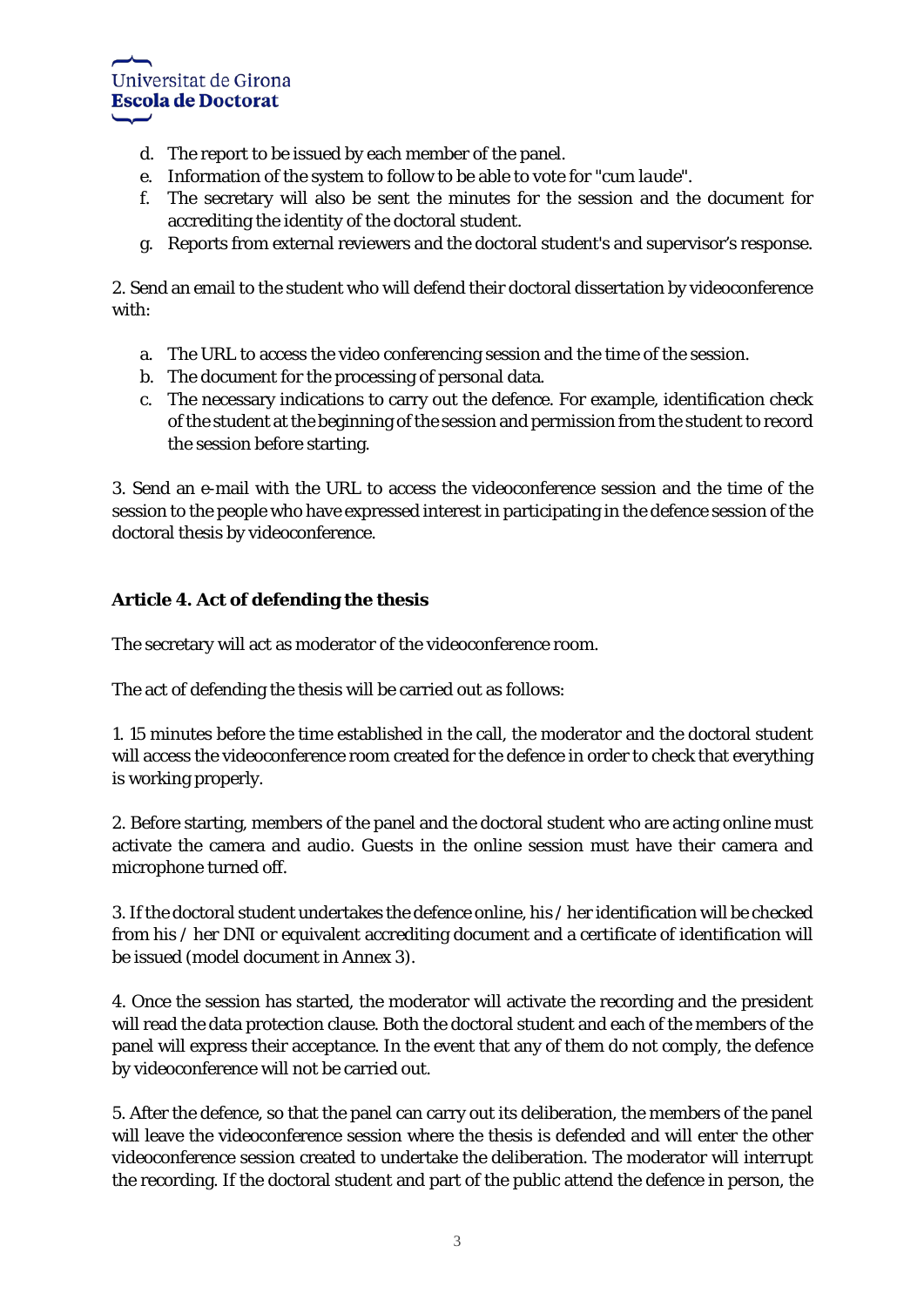d. The report to be issued by each member of the panel.
e. Information of the system to follow to be able to vote for "cum *laude*".
f. The secretary will also be sent the minutes for the session and the document for accrediting the identity of the doctoral student.
g. Reports from external reviewers and the doctoral student's and supervisor's response.

2. Send an email to the student who will defend their doctoral dissertation by videoconference with:

   a. The URL to access the video conferencing session and the time of the session.
   b. The document for the processing of personal data.
   c. The necessary indications to carry out the defence. For example, identification check of the student at the beginning of the session and permission from the student to record the session before starting.

3. Send an e-mail with the URL to access the videoconference session and the time of the session to the people who have expressed interest in participating in the defence session of the doctoral thesis by videoconference.

## Article 4. Act of defending the thesis

The secretary will act as moderator of the videoconference room.

The act of defending the thesis will be carried out as follows:

1. 15 minutes before the time established in the call, the moderator and the doctoral student will access the videoconference room created for the defence in order to check that everything is working properly.

2. Before starting, members of the panel and the doctoral student who are acting online must activate the camera and audio. Guests in the online session must have their camera and microphone turned off.

3. If the doctoral student undertakes the defence online, his / her identification will be checked from his / her DNI or equivalent accrediting document and a certificate of identification will be issued (model document in Annex 3).

4. Once the session has started, the moderator will activate the recording and the president will read the data protection clause. Both the doctoral student and each of the members of the panel will express their acceptance. In the event that any of them do not comply, the defence by videoconference will not be carried out.

5. After the defence, so that the panel can carry out its deliberation, the members of the panel will leave the videoconference session where the thesis is defended and will enter the other videoconference session created to undertake the deliberation. The moderator will interrupt the recording. If the doctoral student and part of the public attend the defence in person, the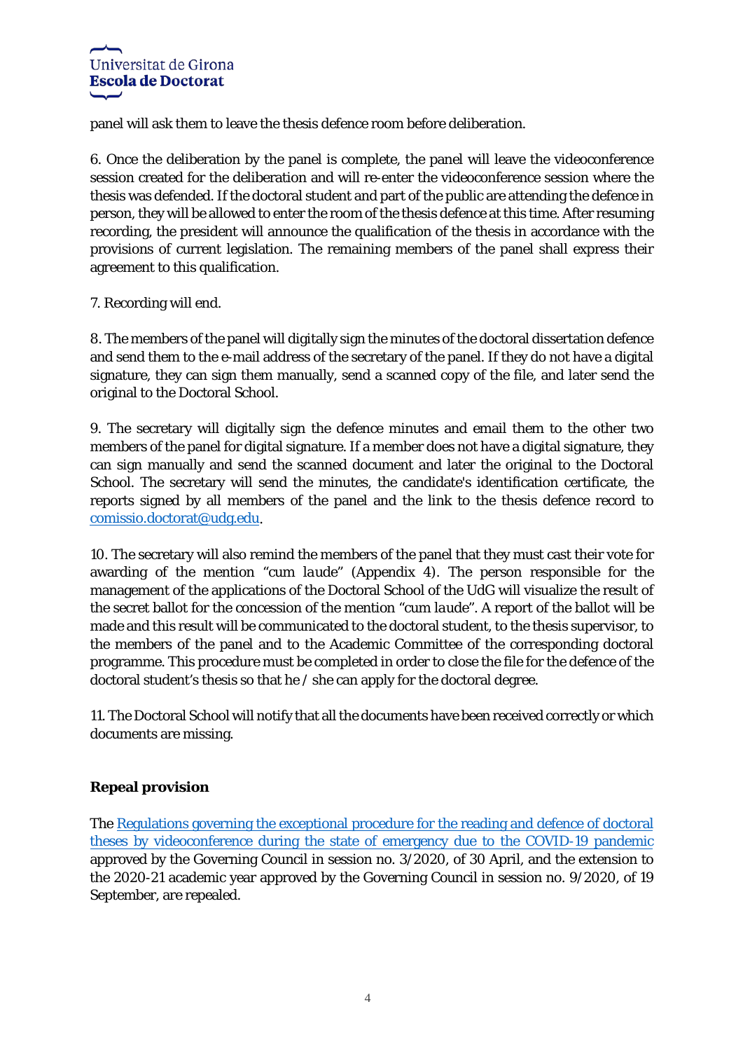panel will ask them to leave the thesis defence room before deliberation.

6. Once the deliberation by the panel is complete, the panel will leave the videoconference session created for the deliberation and will re-enter the videoconference session where the thesis was defended. If the doctoral student and part of the public are attending the defence in person, they will be allowed to enter the room of the thesis defence at this time. After resuming recording, the president will announce the qualification of the thesis in accordance with the provisions of current legislation. The remaining members of the panel shall express their agreement to this qualification.

7. Recording will end.

8. The members of the panel will digitally sign the minutes of the doctoral dissertation defence and send them to the e-mail address of the secretary of the panel. If they do not have a digital signature, they can sign them manually, send a scanned copy of the file, and later send the original to the Doctoral School.

9. The secretary will digitally sign the defence minutes and email them to the other two members of the panel for digital signature. If a member does not have a digital signature, they can sign manually and send the scanned document and later the original to the Doctoral School. The secretary will send the minutes, the candidate's identification certificate, the reports signed by all members of the panel and the link to the thesis defence record to [comissio.doctorat@udg.edu](mailto:comissio.doctorat@udg.edu).

10. The secretary will also remind the members of the panel that they must cast their vote for awarding of the mention "cum *laude*" (Appendix 4). The person responsible for the management of the applications of the Doctoral School of the UdG will visualize the result of the secret ballot for the concession of the mention "cum *laude*". A report of the ballot will be made and this result will be communicated to the doctoral student, to the thesis supervisor, to the members of the panel and to the Academic Committee of the corresponding doctoral programme. This procedure must be completed in order to close the file for the defence of the doctoral student's thesis so that he / she can apply for the doctoral degree.

11. The Doctoral School will notify that all the documents have been received correctly or which documents are missing.

**Repeal provision**

The Regulations governing the exceptional procedure for the reading and defence of doctoral theses by videoconference during the state of emergency due to the COVID-19 pandemic approved by the Governing Council in session no. 3/2020, of 30 April, and the extension to the 2020-21 academic year approved by the Governing Council in session no. 9/2020, of 19 September, are repealed.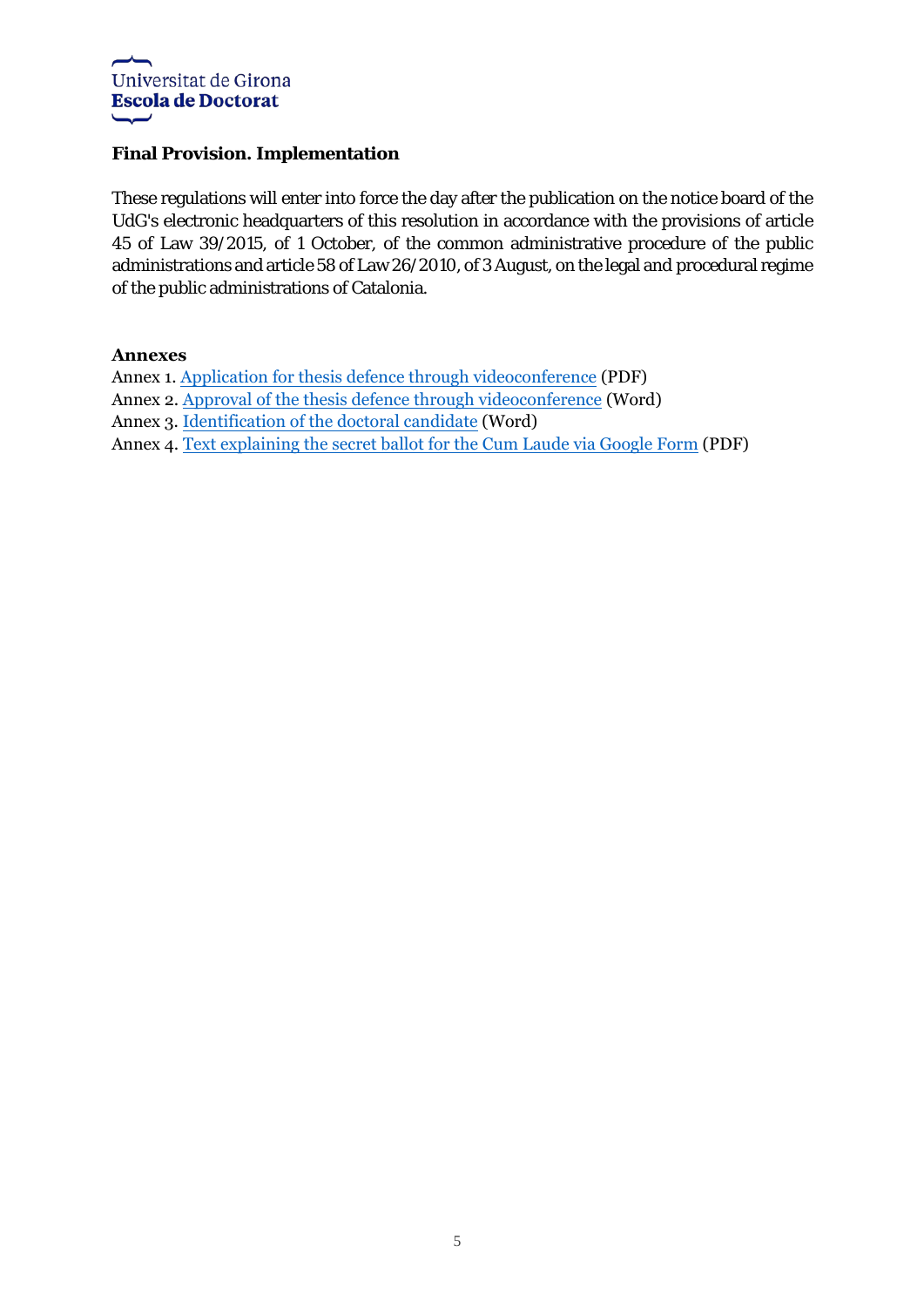## Final Provision. Implementation

These regulations will enter into force the day after the publication on the notice board of the UdG's electronic headquarters of this resolution in accordance with the provisions of article 45 of Law 39/2015, of 1 October, of the common administrative procedure of the public administrations and article 58 of Law 26/2010, of 3 August, on the legal and procedural regime of the public administrations of Catalonia.

### Annexes

Annex 1. Application for thesis defence through videoconference (PDF)
Annex 2. Approval of the thesis defence through videoconference (Word)
Annex 3. Identification of the doctoral candidate (Word)
Annex 4. Text explaining the secret ballot for the Cum Laude via Google Form (PDF)